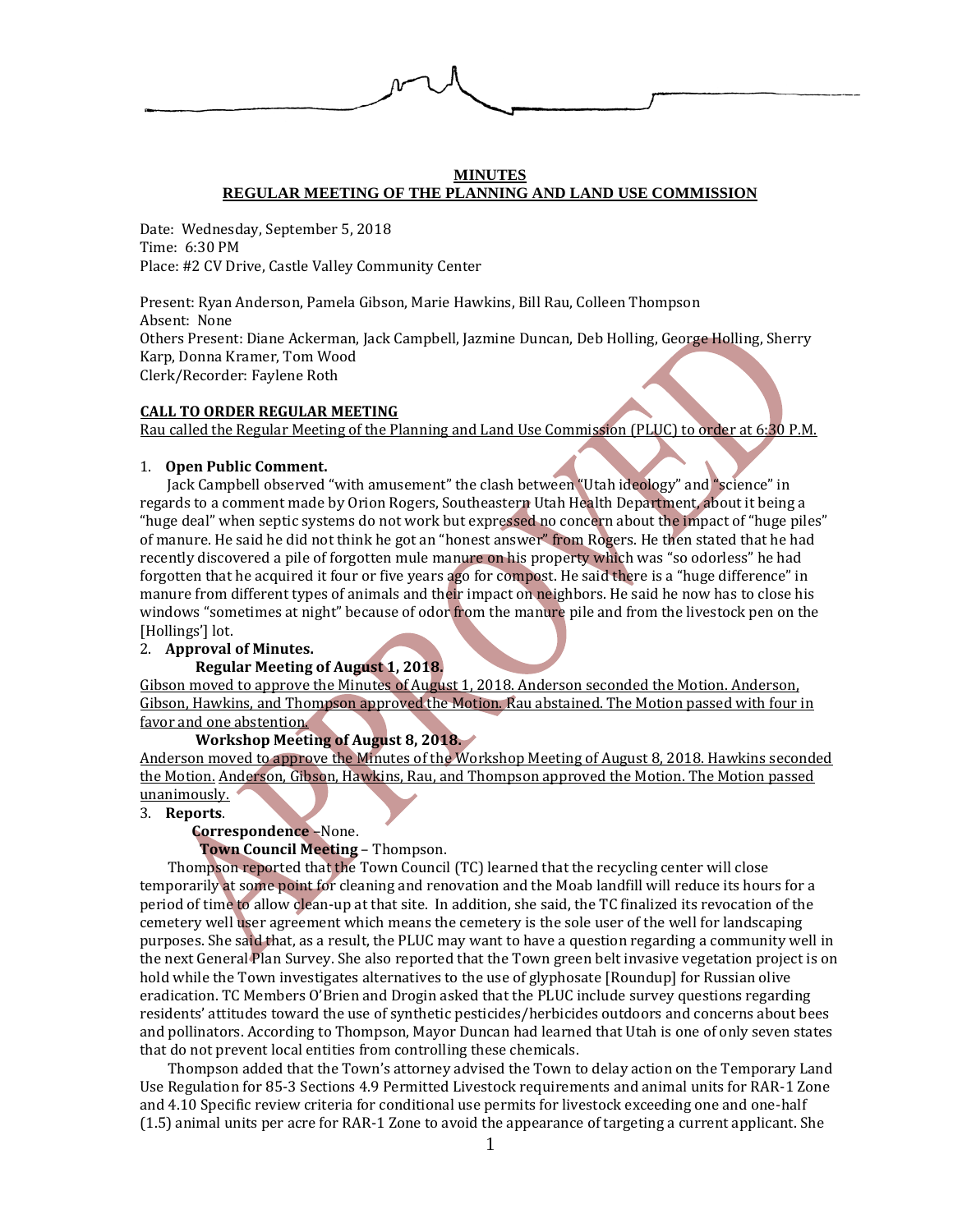**MINUTES**
**REGULAR MEETING OF THE PLANNING AND LAND USE COMMISSION**

Date: Wednesday, September 5, 2018
Time: 6:30 PM
Place: #2 CV Drive, Castle Valley Community Center

Present: Ryan Anderson, Pamela Gibson, Marie Hawkins, Bill Rau, Colleen Thompson
Absent: None
Others Present: Diane Ackerman, Jack Campbell, Jazmine Duncan, Deb Holling, George Holling, Sherry Karp, Donna Kramer, Tom Wood
Clerk/Recorder: Faylene Roth

**CALL TO ORDER REGULAR MEETING**

Rau called the Regular Meeting of the Planning and Land Use Commission (PLUC) to order at 6:30 P.M.

1. **Open Public Comment.**

Jack Campbell observed "with amusement" the clash between "Utah ideology" and "science" in regards to a comment made by Orion Rogers, Southeastern Utah Health Department, about it being a "huge deal" when septic systems do not work but expressed no concern about the impact of "huge piles" of manure. He said he did not think he got an "honest answer" from Rogers. He then stated that he had recently discovered a pile of forgotten mule manure on his property which was "so odorless" he had forgotten that he acquired it four or five years ago for compost. He said there is a "huge difference" in manure from different types of animals and their impact on neighbors. He said he now has to close his windows "sometimes at night" because of odor from the manure pile and from the livestock pen on the [Hollings'] lot.

2. **Approval of Minutes.**

**Regular Meeting of August 1, 2018.**

Gibson moved to approve the Minutes of August 1, 2018. Anderson seconded the Motion. Anderson, Gibson, Hawkins, and Thompson approved the Motion. Rau abstained. The Motion passed with four in favor and one abstention.

**Workshop Meeting of August 8, 2018.**

Anderson moved to approve the Minutes of the Workshop Meeting of August 8, 2018. Hawkins seconded the Motion. Anderson, Gibson, Hawkins, Rau, and Thompson approved the Motion. The Motion passed unanimously.

3. **Reports**.

**Correspondence** –None.

**Town Council Meeting** – Thompson.

Thompson reported that the Town Council (TC) learned that the recycling center will close temporarily at some point for cleaning and renovation and the Moab landfill will reduce its hours for a period of time to allow clean-up at that site. In addition, she said, the TC finalized its revocation of the cemetery well user agreement which means the cemetery is the sole user of the well for landscaping purposes. She said that, as a result, the PLUC may want to have a question regarding a community well in the next General Plan Survey. She also reported that the Town green belt invasive vegetation project is on hold while the Town investigates alternatives to the use of glyphosate [Roundup] for Russian olive eradication. TC Members O'Brien and Drogin asked that the PLUC include survey questions regarding residents' attitudes toward the use of synthetic pesticides/herbicides outdoors and concerns about bees and pollinators. According to Thompson, Mayor Duncan had learned that Utah is one of only seven states that do not prevent local entities from controlling these chemicals.

Thompson added that the Town's attorney advised the Town to delay action on the Temporary Land Use Regulation for 85-3 Sections 4.9 Permitted Livestock requirements and animal units for RAR-1 Zone and 4.10 Specific review criteria for conditional use permits for livestock exceeding one and one-half (1.5) animal units per acre for RAR-1 Zone to avoid the appearance of targeting a current applicant. She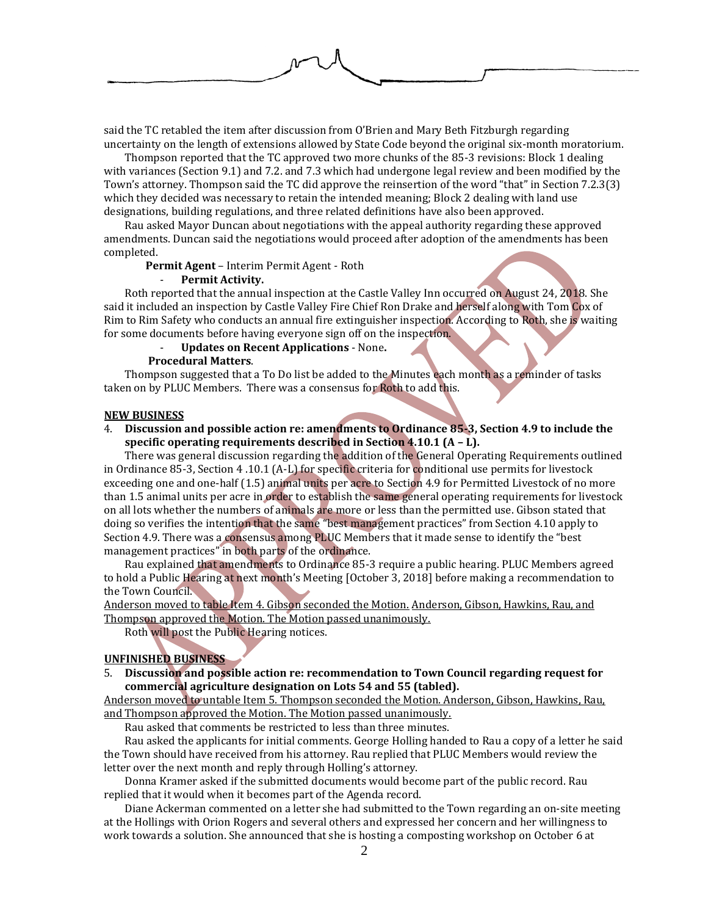said the TC retabled the item after discussion from O'Brien and Mary Beth Fitzburgh regarding uncertainty on the length of extensions allowed by State Code beyond the original six-month moratorium.

Thompson reported that the TC approved two more chunks of the 85-3 revisions: Block 1 dealing with variances (Section 9.1) and 7.2. and 7.3 which had undergone legal review and been modified by the Town's attorney. Thompson said the TC did approve the reinsertion of the word "that" in Section 7.2.3(3) which they decided was necessary to retain the intended meaning; Block 2 dealing with land use designations, building regulations, and three related definitions have also been approved.

Rau asked Mayor Duncan about negotiations with the appeal authority regarding these approved amendments. Duncan said the negotiations would proceed after adoption of the amendments has been completed.

**Permit Agent** – Interim Permit Agent - Roth

- **Permit Activity.**

Roth reported that the annual inspection at the Castle Valley Inn occurred on August 24, 2018. She said it included an inspection by Castle Valley Fire Chief Ron Drake and herself along with Tom Cox of Rim to Rim Safety who conducts an annual fire extinguisher inspection. According to Roth, she is waiting for some documents before having everyone sign off on the inspection.

- **Updates on Recent Applications** - None**.**

**Procedural Matters**.

Thompson suggested that a To Do list be added to the Minutes each month as a reminder of tasks taken on by PLUC Members. There was a consensus for Roth to add this.

**NEW BUSINESS**

4. **Discussion and possible action re: amendments to Ordinance 85-3, Section 4.9 to include the specific operating requirements described in Section 4.10.1 (A – L).**

There was general discussion regarding the addition of the General Operating Requirements outlined in Ordinance 85-3, Section 4 .10.1 (A-L) for specific criteria for conditional use permits for livestock exceeding one and one-half (1.5) animal units per acre to Section 4.9 for Permitted Livestock of no more than 1.5 animal units per acre in order to establish the same general operating requirements for livestock on all lots whether the numbers of animals are more or less than the permitted use. Gibson stated that doing so verifies the intention that the same "best management practices" from Section 4.10 apply to Section 4.9. There was a consensus among PLUC Members that it made sense to identify the "best management practices" in both parts of the ordinance.

Rau explained that amendments to Ordinance 85-3 require a public hearing. PLUC Members agreed to hold a Public Hearing at next month's Meeting [October 3, 2018] before making a recommendation to the Town Council.

Anderson moved to table Item 4. Gibson seconded the Motion. Anderson, Gibson, Hawkins, Rau, and Thompson approved the Motion. The Motion passed unanimously.

Roth will post the Public Hearing notices.

**UNFINISHED BUSINESS**

5. **Discussion and possible action re: recommendation to Town Council regarding request for commercial agriculture designation on Lots 54 and 55 (tabled).**

Anderson moved to untable Item 5. Thompson seconded the Motion. Anderson, Gibson, Hawkins, Rau, and Thompson approved the Motion. The Motion passed unanimously.

Rau asked that comments be restricted to less than three minutes.

Rau asked the applicants for initial comments. George Holling handed to Rau a copy of a letter he said the Town should have received from his attorney. Rau replied that PLUC Members would review the letter over the next month and reply through Holling's attorney.

Donna Kramer asked if the submitted documents would become part of the public record. Rau replied that it would when it becomes part of the Agenda record.

Diane Ackerman commented on a letter she had submitted to the Town regarding an on-site meeting at the Hollings with Orion Rogers and several others and expressed her concern and her willingness to work towards a solution. She announced that she is hosting a composting workshop on October 6 at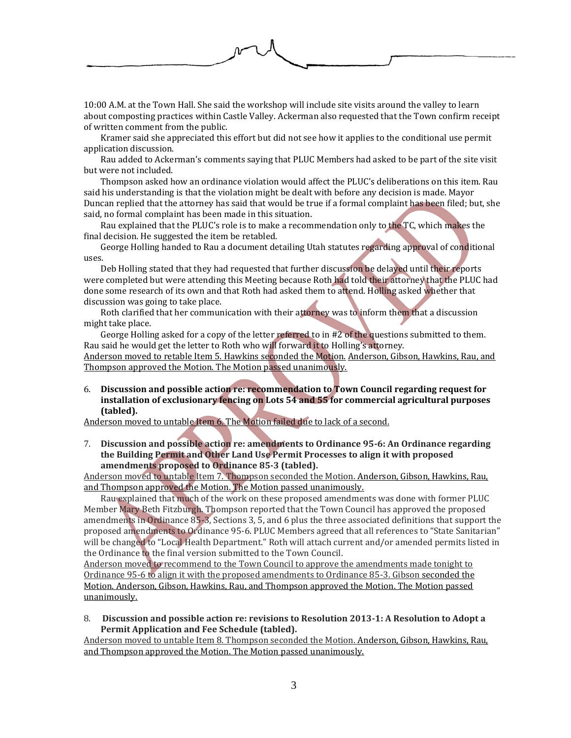10:00 A.M. at the Town Hall. She said the workshop will include site visits around the valley to learn about composting practices within Castle Valley. Ackerman also requested that the Town confirm receipt of written comment from the public.

Kramer said she appreciated this effort but did not see how it applies to the conditional use permit application discussion.

Rau added to Ackerman's comments saying that PLUC Members had asked to be part of the site visit but were not included.

Thompson asked how an ordinance violation would affect the PLUC's deliberations on this item. Rau said his understanding is that the violation might be dealt with before any decision is made. Mayor Duncan replied that the attorney has said that would be true if a formal complaint has been filed; but, she said, no formal complaint has been made in this situation.

Rau explained that the PLUC's role is to make a recommendation only to the TC, which makes the final decision. He suggested the item be retabled.

George Holling handed to Rau a document detailing Utah statutes regarding approval of conditional uses.

Deb Holling stated that they had requested that further discussion be delayed until their reports were completed but were attending this Meeting because Roth had told their attorney that the PLUC had done some research of its own and that Roth had asked them to attend. Holling asked whether that discussion was going to take place.

Roth clarified that her communication with their attorney was to inform them that a discussion might take place.

George Holling asked for a copy of the letter referred to in #2 of the questions submitted to them. Rau said he would get the letter to Roth who will forward it to Holling's attorney.

Anderson moved to retable Item 5. Hawkins seconded the Motion. Anderson, Gibson, Hawkins, Rau, and Thompson approved the Motion. The Motion passed unanimously.

6. **Discussion and possible action re: recommendation to Town Council regarding request for installation of exclusionary fencing on Lots 54 and 55 for commercial agricultural purposes (tabled).**

Anderson moved to untable Item 6. The Motion failed due to lack of a second.

7. **Discussion and possible action re: amendments to Ordinance 95-6: An Ordinance regarding the Building Permit and Other Land Use Permit Processes to align it with proposed amendments proposed to Ordinance 85-3 (tabled).**

Anderson moved to untable Item 7. Thompson seconded the Motion. Anderson, Gibson, Hawkins, Rau, and Thompson approved the Motion. The Motion passed unanimously.

Rau explained that much of the work on these proposed amendments was done with former PLUC Member Mary Beth Fitzburgh. Thompson reported that the Town Council has approved the proposed amendments in Ordinance 85-3, Sections 3, 5, and 6 plus the three associated definitions that support the proposed amendments to Ordinance 95-6. PLUC Members agreed that all references to "State Sanitarian" will be changed to "Local Health Department." Roth will attach current and/or amended permits listed in the Ordinance to the final version submitted to the Town Council.

Anderson moved to recommend to the Town Council to approve the amendments made tonight to Ordinance 95-6 to align it with the proposed amendments to Ordinance 85-3. Gibson seconded the Motion. Anderson, Gibson, Hawkins, Rau, and Thompson approved the Motion. The Motion passed unanimously.

8. **Discussion and possible action re: revisions to Resolution 2013-1: A Resolution to Adopt a Permit Application and Fee Schedule (tabled).**

Anderson moved to untable Item 8. Thompson seconded the Motion. Anderson, Gibson, Hawkins, Rau, and Thompson approved the Motion. The Motion passed unanimously.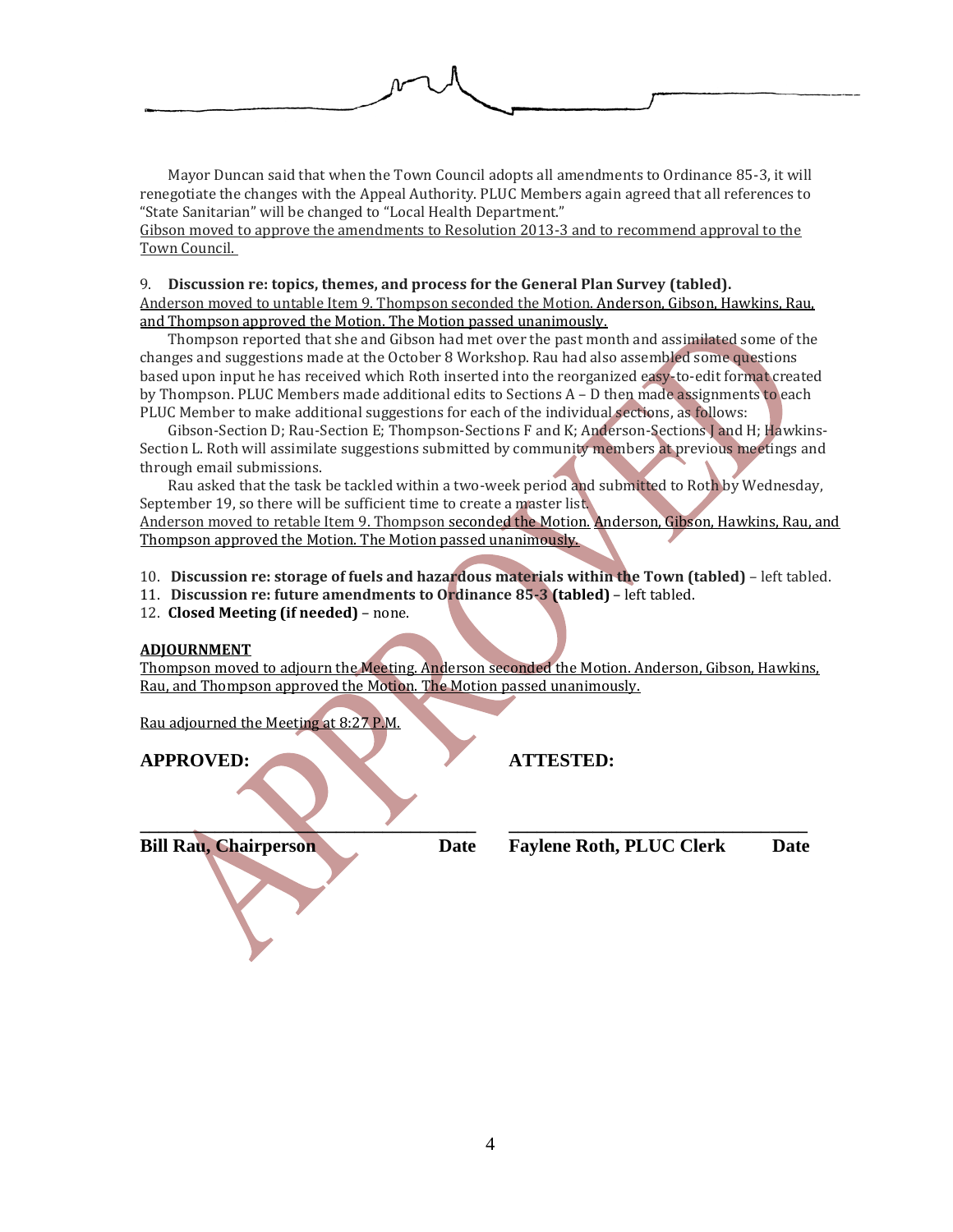Mayor Duncan said that when the Town Council adopts all amendments to Ordinance 85-3, it will renegotiate the changes with the Appeal Authority. PLUC Members again agreed that all references to "State Sanitarian" will be changed to "Local Health Department."

Gibson moved to approve the amendments to Resolution 2013-3 and to recommend approval to the Town Council.

9. **Discussion re: topics, themes, and process for the General Plan Survey (tabled).**

Anderson moved to untable Item 9. Thompson seconded the Motion. Anderson, Gibson, Hawkins, Rau, and Thompson approved the Motion. The Motion passed unanimously.

Thompson reported that she and Gibson had met over the past month and assimilated some of the changes and suggestions made at the October 8 Workshop. Rau had also assembled some questions based upon input he has received which Roth inserted into the reorganized easy-to-edit format created by Thompson. PLUC Members made additional edits to Sections A – D then made assignments to each PLUC Member to make additional suggestions for each of the individual sections, as follows:

Gibson-Section D; Rau-Section E; Thompson-Sections F and K; Anderson-Sections J and H; Hawkins-Section L. Roth will assimilate suggestions submitted by community members at previous meetings and through email submissions.

Rau asked that the task be tackled within a two-week period and submitted to Roth by Wednesday, September 19, so there will be sufficient time to create a master list.

Anderson moved to retable Item 9. Thompson seconded the Motion. Anderson, Gibson, Hawkins, Rau, and Thompson approved the Motion. The Motion passed unanimously.

10. **Discussion re: storage of fuels and hazardous materials within the Town (tabled)** – left tabled.
11. **Discussion re: future amendments to Ordinance 85-3 (tabled)** – left tabled.
12. **Closed Meeting (if needed)** – none.

**ADJOURNMENT**

Thompson moved to adjourn the Meeting. Anderson seconded the Motion. Anderson, Gibson, Hawkins, Rau, and Thompson approved the Motion. The Motion passed unanimously.

Rau adjourned the Meeting at 8:27 P.M.

**APPROVED:** **ATTESTED:**

\_\_\_\_\_\_\_\_\_\_\_\_\_\_\_\_\_\_\_\_\_\_\_\_\_\_\_\_\_\_\_\_ \_\_\_\_\_\_\_\_\_\_\_\_\_\_\_\_\_\_\_\_\_\_\_\_\_\_\_\_\_\_\_\_

**Bill Rau, Chairperson Date** **Faylene Roth, PLUC Clerk Date**

APPROVED